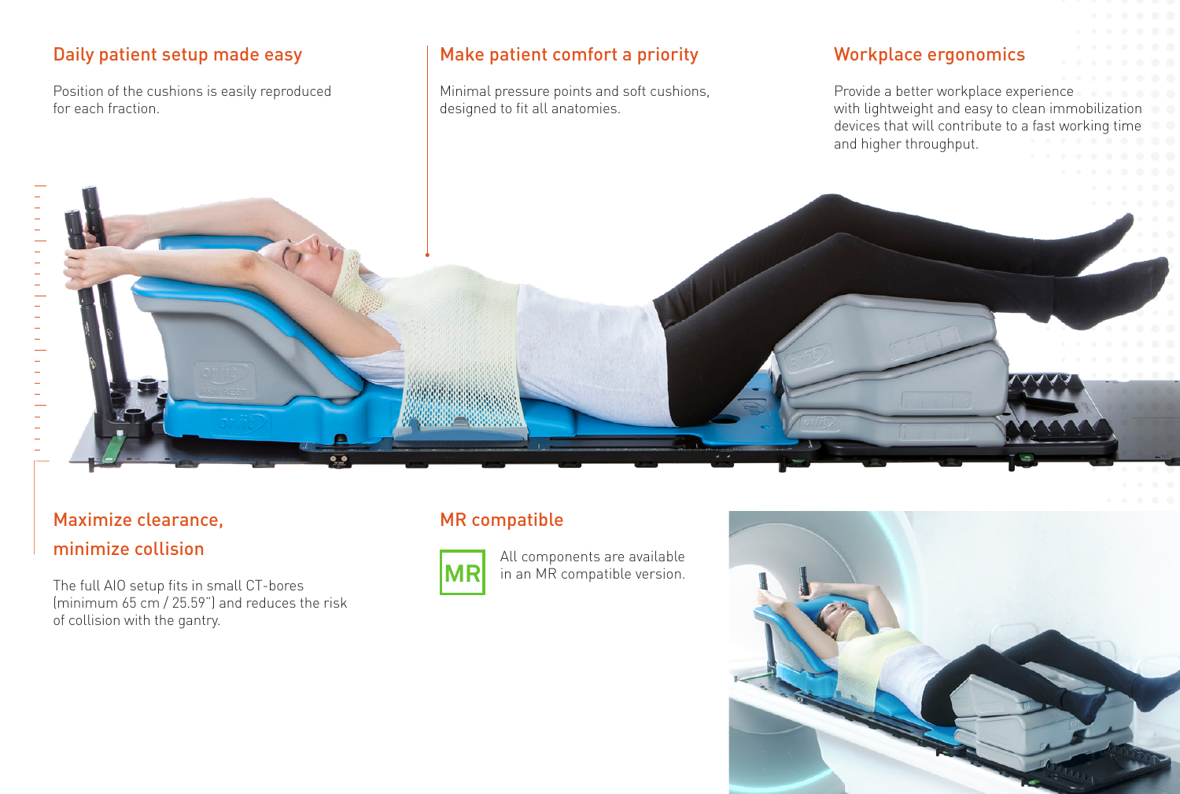## Daily patient setup made easy

Position of the cushions is easily reproduced for each fraction.

## Make patient comfort a priority

Minimal pressure points and soft cushions, designed to fit all anatomies.

## Workplace ergonomics

Provide a better workplace experience with lightweight and easy to clean immobilization devices that will contribute to a fast working time and higher throughput.

## Maximize clearance, minimize collision

The full AIO setup fits in small CT-bores (minimum 65 cm / 25.59") and reduces the risk of collision with the gantry.

## MR compatible

MR

All components are available in an MR compatible version.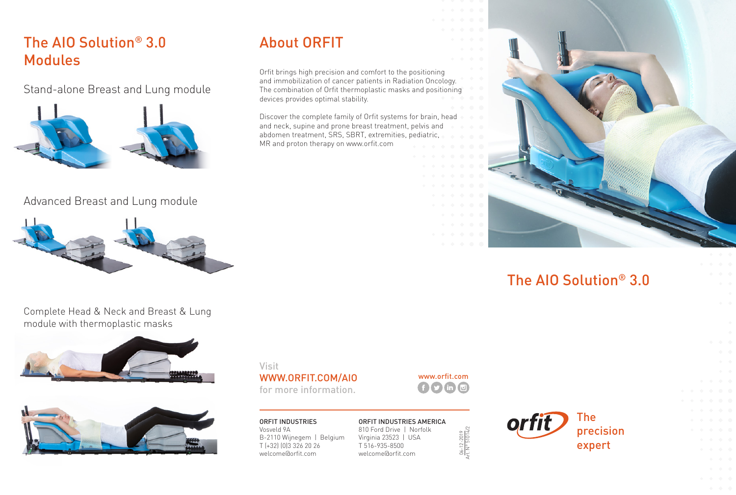## The AIO Solution® 3.0 Modules

Stand-alone Breast and Lung module

Advanced Breast and Lung module

Complete Head & Neck and Breast & Lung module with thermoplastic masks

## About ORFIT

Orfit brings high precision and comfort to the positioning and immobilization of cancer patients in Radiation Oncology. The combination of Orfit thermoplastic masks and positioning devices provides optimal stability.

Discover the complete family of Orfit systems for brain, head and neck, supine and prone breast treatment, pelvis and abdomen treatment, SRS, SBRT, extremities, pediatric, MR and proton therapy on www.orfit.com

Visit
**WWW.ORFIT.COM/AIO**
for more information.

www.orfit.com

**ORFIT INDUSTRIES**
Vosveld 9A
B-2110 Wijnegem | Belgium
T (+32) (0)3 326 20 26
welcome@orfit.com

**ORFIT INDUSTRIES AMERICA**
810 Ford Drive | Norfolk
Virginia 23523 | USA
T 516-935-8500
welcome@orfit.com

06-12-2019
Art. N° 51014/2

## The AIO Solution® 3.0

orfit

The precision expert